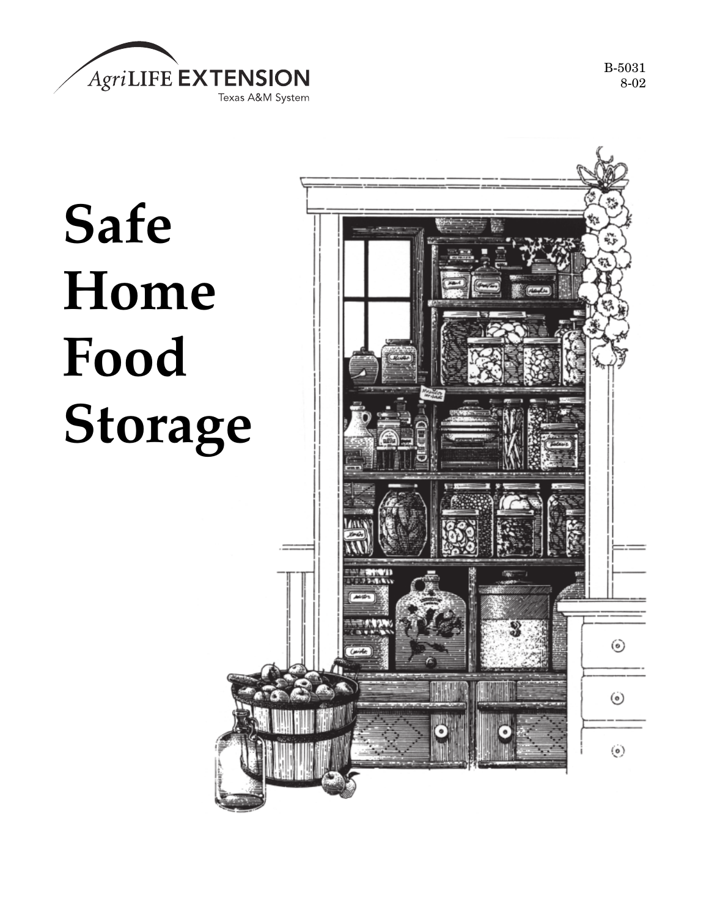AgriLIFE EXTENSION
Texas A&M System

B-5031
8-02

# Safe Home Food Storage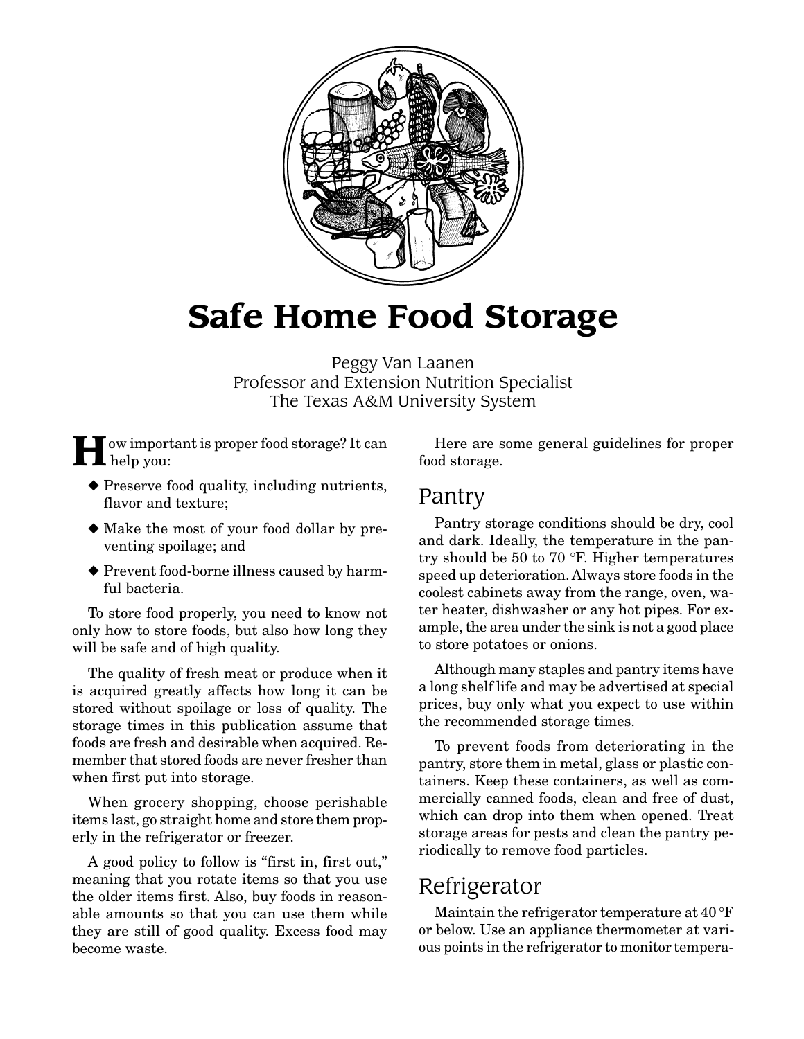# Safe Home Food Storage

Peggy Van Laanen
Professor and Extension Nutrition Specialist
The Texas A&M University System

How important is proper food storage? It can help you:

- Preserve food quality, including nutrients, flavor and texture;
- Make the most of your food dollar by preventing spoilage; and
- Prevent food-borne illness caused by harmful bacteria.

To store food properly, you need to know not only how to store foods, but also how long they will be safe and of high quality.

The quality of fresh meat or produce when it is acquired greatly affects how long it can be stored without spoilage or loss of quality. The storage times in this publication assume that foods are fresh and desirable when acquired. Remember that stored foods are never fresher than when first put into storage.

When grocery shopping, choose perishable items last, go straight home and store them properly in the refrigerator or freezer.

A good policy to follow is "first in, first out," meaning that you rotate items so that you use the older items first. Also, buy foods in reasonable amounts so that you can use them while they are still of good quality. Excess food may become waste.

Here are some general guidelines for proper food storage.

## Pantry

Pantry storage conditions should be dry, cool and dark. Ideally, the temperature in the pantry should be 50 to 70 °F. Higher temperatures speed up deterioration. Always store foods in the coolest cabinets away from the range, oven, water heater, dishwasher or any hot pipes. For example, the area under the sink is not a good place to store potatoes or onions.

Although many staples and pantry items have a long shelf life and may be advertised at special prices, buy only what you expect to use within the recommended storage times.

To prevent foods from deteriorating in the pantry, store them in metal, glass or plastic containers. Keep these containers, as well as commercially canned foods, clean and free of dust, which can drop into them when opened. Treat storage areas for pests and clean the pantry periodically to remove food particles.

## Refrigerator

Maintain the refrigerator temperature at 40 °F or below. Use an appliance thermometer at various points in the refrigerator to monitor tempera-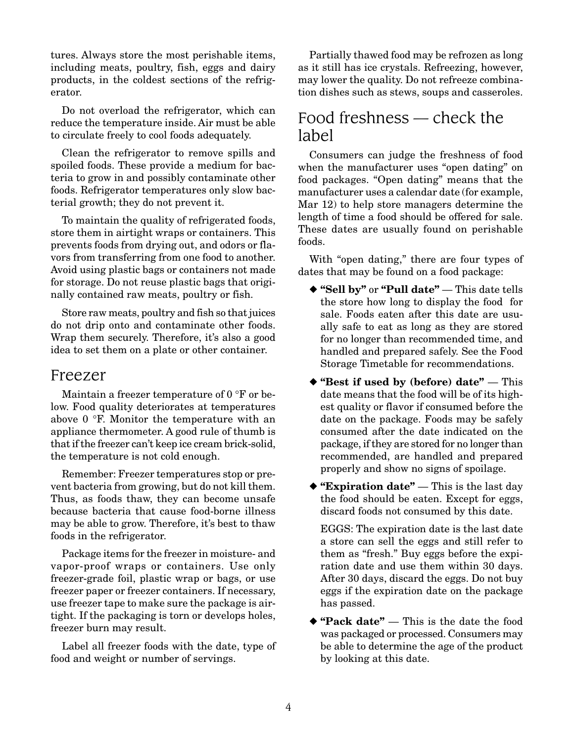tures. Always store the most perishable items, including meats, poultry, fish, eggs and dairy products, in the coldest sections of the refrigerator.

Do not overload the refrigerator, which can reduce the temperature inside. Air must be able to circulate freely to cool foods adequately.

Clean the refrigerator to remove spills and spoiled foods. These provide a medium for bacteria to grow in and possibly contaminate other foods. Refrigerator temperatures only slow bacterial growth; they do not prevent it.

To maintain the quality of refrigerated foods, store them in airtight wraps or containers. This prevents foods from drying out, and odors or flavors from transferring from one food to another. Avoid using plastic bags or containers not made for storage. Do not reuse plastic bags that originally contained raw meats, poultry or fish.

Store raw meats, poultry and fish so that juices do not drip onto and contaminate other foods. Wrap them securely. Therefore, it's also a good idea to set them on a plate or other container.

## Freezer

Maintain a freezer temperature of 0 °F or below. Food quality deteriorates at temperatures above 0 °F. Monitor the temperature with an appliance thermometer. A good rule of thumb is that if the freezer can't keep ice cream brick-solid, the temperature is not cold enough.

Remember: Freezer temperatures stop or prevent bacteria from growing, but do not kill them. Thus, as foods thaw, they can become unsafe because bacteria that cause food-borne illness may be able to grow. Therefore, it's best to thaw foods in the refrigerator.

Package items for the freezer in moisture- and vapor-proof wraps or containers. Use only freezer-grade foil, plastic wrap or bags, or use freezer paper or freezer containers. If necessary, use freezer tape to make sure the package is airtight. If the packaging is torn or develops holes, freezer burn may result.

Label all freezer foods with the date, type of food and weight or number of servings.

Partially thawed food may be refrozen as long as it still has ice crystals. Refreezing, however, may lower the quality. Do not refreeze combination dishes such as stews, soups and casseroles.

## Food freshness — check the label

Consumers can judge the freshness of food when the manufacturer uses "open dating" on food packages. "Open dating" means that the manufacturer uses a calendar date (for example, Mar 12) to help store managers determine the length of time a food should be offered for sale. These dates are usually found on perishable foods.

With "open dating," there are four types of dates that may be found on a food package:

- **"Sell by"** or **"Pull date"** — This date tells the store how long to display the food for sale. Foods eaten after this date are usually safe to eat as long as they are stored for no longer than recommended time, and handled and prepared safely. See the Food Storage Timetable for recommendations.
- **"Best if used by (before) date"** — This date means that the food will be of its highest quality or flavor if consumed before the date on the package. Foods may be safely consumed after the date indicated on the package, if they are stored for no longer than recommended, are handled and prepared properly and show no signs of spoilage.
- **"Expiration date"** — This is the last day the food should be eaten. Except for eggs, discard foods not consumed by this date.

  EGGS: The expiration date is the last date a store can sell the eggs and still refer to them as "fresh." Buy eggs before the expiration date and use them within 30 days. After 30 days, discard the eggs. Do not buy eggs if the expiration date on the package has passed.
- **"Pack date"** — This is the date the food was packaged or processed. Consumers may be able to determine the age of the product by looking at this date.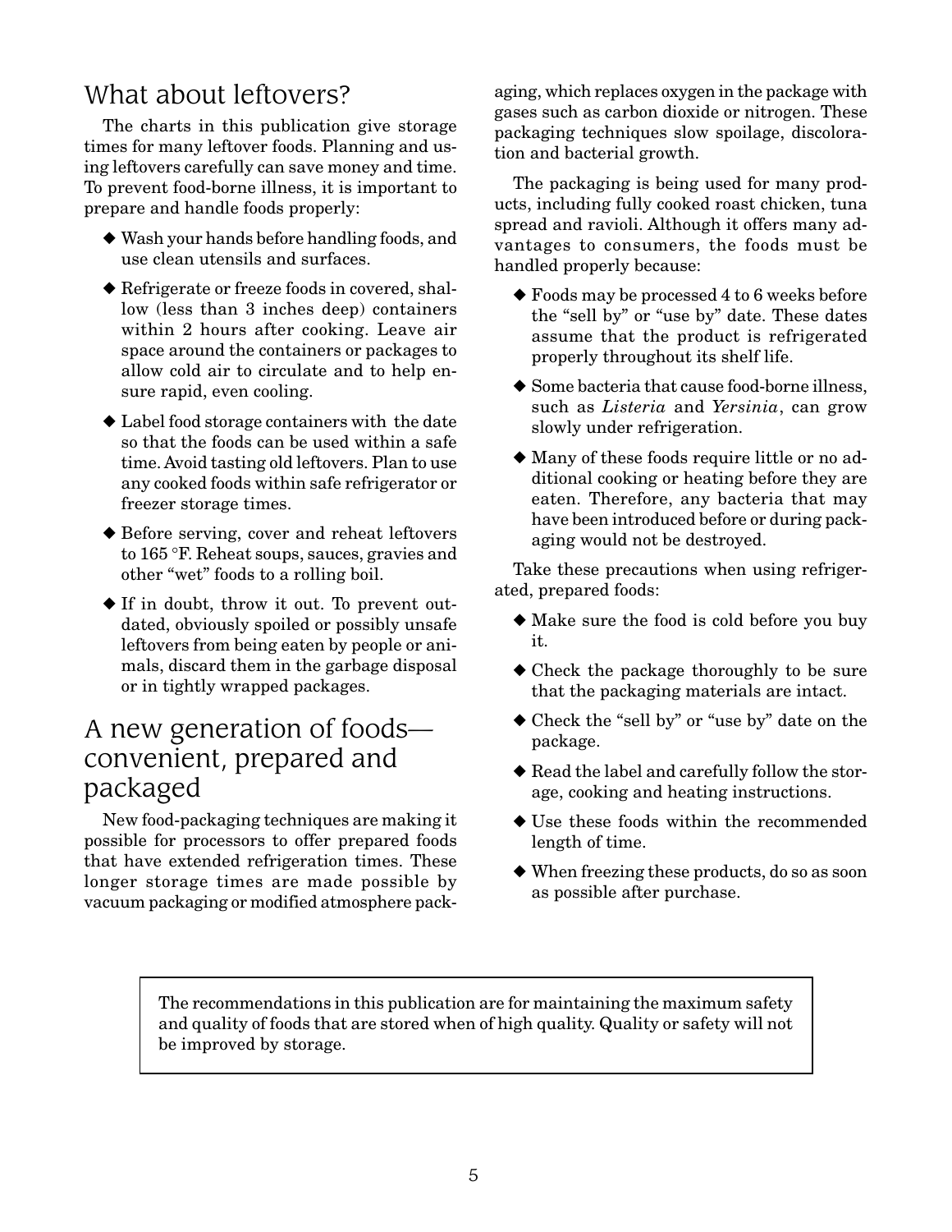## What about leftovers?

The charts in this publication give storage times for many leftover foods. Planning and using leftovers carefully can save money and time. To prevent food-borne illness, it is important to prepare and handle foods properly:

- Wash your hands before handling foods, and use clean utensils and surfaces.
- Refrigerate or freeze foods in covered, shallow (less than 3 inches deep) containers within 2 hours after cooking. Leave air space around the containers or packages to allow cold air to circulate and to help ensure rapid, even cooling.
- Label food storage containers with the date so that the foods can be used within a safe time. Avoid tasting old leftovers. Plan to use any cooked foods within safe refrigerator or freezer storage times.
- Before serving, cover and reheat leftovers to 165 °F. Reheat soups, sauces, gravies and other "wet" foods to a rolling boil.
- If in doubt, throw it out. To prevent outdated, obviously spoiled or possibly unsafe leftovers from being eaten by people or animals, discard them in the garbage disposal or in tightly wrapped packages.

## A new generation of foods—convenient, prepared and packaged

New food-packaging techniques are making it possible for processors to offer prepared foods that have extended refrigeration times. These longer storage times are made possible by vacuum packaging or modified atmosphere packaging, which replaces oxygen in the package with gases such as carbon dioxide or nitrogen. These packaging techniques slow spoilage, discoloration and bacterial growth.

The packaging is being used for many products, including fully cooked roast chicken, tuna spread and ravioli. Although it offers many advantages to consumers, the foods must be handled properly because:

- Foods may be processed 4 to 6 weeks before the "sell by" or "use by" date. These dates assume that the product is refrigerated properly throughout its shelf life.
- Some bacteria that cause food-borne illness, such as *Listeria* and *Yersinia*, can grow slowly under refrigeration.
- Many of these foods require little or no additional cooking or heating before they are eaten. Therefore, any bacteria that may have been introduced before or during packaging would not be destroyed.

Take these precautions when using refrigerated, prepared foods:

- Make sure the food is cold before you buy it.
- Check the package thoroughly to be sure that the packaging materials are intact.
- Check the "sell by" or "use by" date on the package.
- Read the label and carefully follow the storage, cooking and heating instructions.
- Use these foods within the recommended length of time.
- When freezing these products, do so as soon as possible after purchase.

The recommendations in this publication are for maintaining the maximum safety and quality of foods that are stored when of high quality. Quality or safety will not be improved by storage.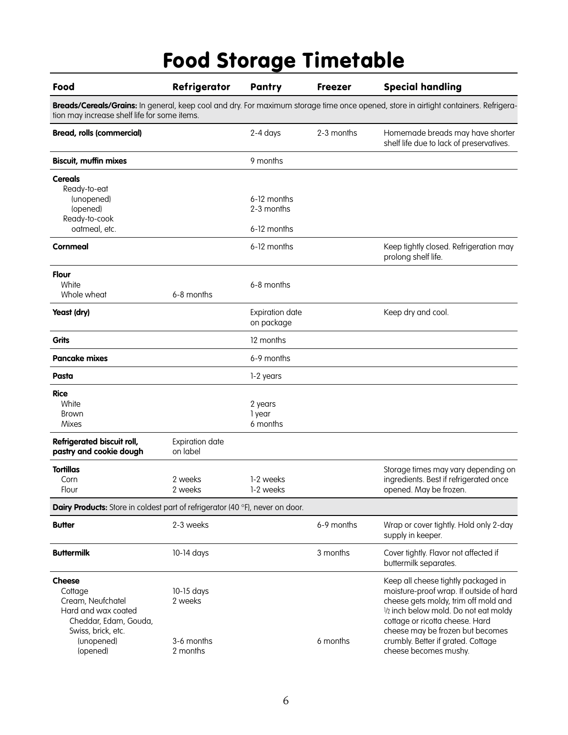# Food Storage Timetable

| Food | Refrigerator | Pantry | Freezer | Special handling |
|---|---|---|---|---|
| **Breads/Cereals/Grains:** In general, keep cool and dry. For maximum storage time once opened, store in airtight containers. Refrigeration may increase shelf life for some items. | | | | |
| **Bread, rolls (commercial)** | | 2-4 days | 2-3 months | Homemade breads may have shorter shelf life due to lack of preservatives. |
| **Biscuit, muffin mixes** | | 9 months | | |
| **Cereals** | | | | |
| Ready-to-eat | | | | |
| (unopened) | | 6-12 months | | |
| (opened) | | 2-3 months | | |
| Ready-to-cook | | | | |
| oatmeal, etc. | | 6-12 months | | |
| **Cornmeal** | | 6-12 months | | Keep tightly closed. Refrigeration may prolong shelf life. |
| **Flour** | | | | |
| White | | 6-8 months | | |
| Whole wheat | 6-8 months | | | |
| **Yeast (dry)** | | Expiration date on package | | Keep dry and cool. |
| **Grits** | | 12 months | | |
| **Pancake mixes** | | 6-9 months | | |
| **Pasta** | | 1-2 years | | |
| **Rice** | | | | |
| White | | 2 years | | |
| Brown | | 1 year | | |
| Mixes | | 6 months | | |
| **Refrigerated biscuit roll, pastry and cookie dough** | Expiration date on label | | | |
| **Tortillas** | | | | Storage times may vary depending on ingredients. Best if refrigerated once opened. May be frozen. |
| Corn | 2 weeks | 1-2 weeks | | |
| Flour | 2 weeks | 1-2 weeks | | |
| **Dairy Products:** Store in coldest part of refrigerator (40 °F), never on door. | | | | |
| **Butter** | 2-3 weeks | | 6-9 months | Wrap or cover tightly. Hold only 2-day supply in keeper. |
| **Buttermilk** | 10-14 days | | 3 months | Cover tightly. Flavor not affected if buttermilk separates. |
| **Cheese** | | | | Keep all cheese tightly packaged in moisture-proof wrap. If outside of hard cheese gets moldy, trim off mold and ½ inch below mold. Do not eat moldy cottage or ricotta cheese. Hard cheese may be frozen but becomes crumbly. Better if grated. Cottage cheese becomes mushy. |
| Cottage | 10-15 days | | | |
| Cream, Neufchatel | 2 weeks | | | |
| Hard and wax coated Cheddar, Edam, Gouda, Swiss, brick, etc. | | | | |
| (unopened) | 3-6 months | | 6 months | |
| (opened) | 2 months | | | |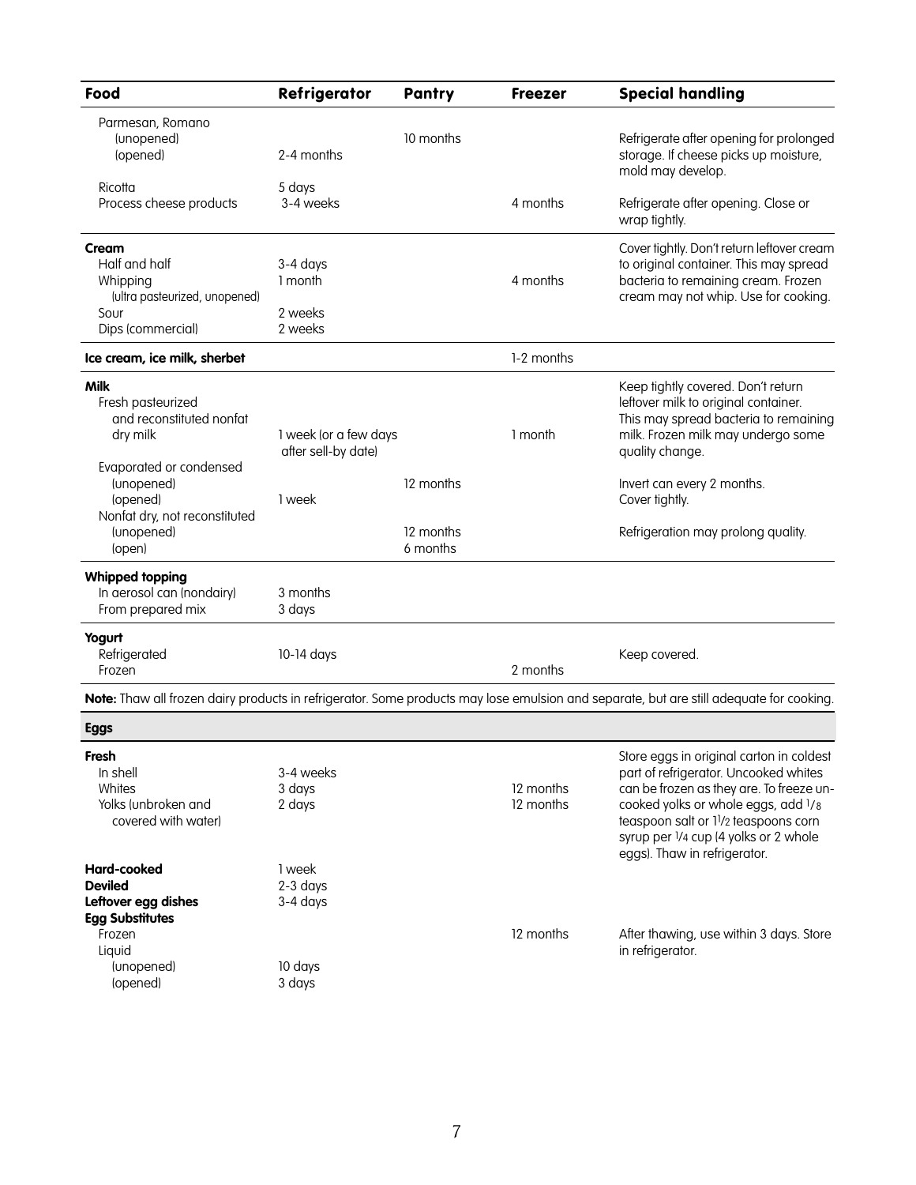| Food | Refrigerator | Pantry | Freezer | Special handling |
|---|---|---|---|---|
| Parmesan, Romano | | | | |
| (unopened) | | 10 months | | Refrigerate after opening for prolonged storage. If cheese picks up moisture, mold may develop. |
| (opened) | 2-4 months | | | |
| Ricotta | 5 days | | | |
| Process cheese products | 3-4 weeks | | 4 months | Refrigerate after opening. Close or wrap tightly. |
| **Cream** | | | | Cover tightly. Don't return leftover cream to original container. This may spread bacteria to remaining cream. Frozen cream may not whip. Use for cooking. |
| Half and half | 3-4 days | | | |
| Whipping (ultra pasteurized, unopened) | 1 month | | 4 months | |
| Sour | 2 weeks | | | |
| Dips (commercial) | 2 weeks | | | |
| **Ice cream, ice milk, sherbet** | | | 1-2 months | |
| **Milk** | | | | |
| Fresh pasteurized and reconstituted nonfat dry milk | 1 week (or a few days after sell-by date) | | 1 month | Keep tightly covered. Don't return leftover milk to original container. This may spread bacteria to remaining milk. Frozen milk may undergo some quality change. |
| Evaporated or condensed | | | | |
| (unopened) | | 12 months | | Invert can every 2 months. |
| (opened) | 1 week | | | Cover tightly. |
| Nonfat dry, not reconstituted | | | | |
| (unopened) | | 12 months | | Refrigeration may prolong quality. |
| (open) | | 6 months | | |
| **Whipped topping** | | | | |
| In aerosol can (nondairy) | 3 months | | | |
| From prepared mix | 3 days | | | |
| **Yogurt** | | | | |
| Refrigerated | 10-14 days | | | Keep covered. |
| Frozen | | | 2 months | |

**Note:** Thaw all frozen dairy products in refrigerator. Some products may lose emulsion and separate, but are still adequate for cooking.

| Eggs | | | | |
|---|---|---|---|---|
| **Fresh** | | | | Store eggs in original carton in coldest part of refrigerator. Uncooked whites can be frozen as they are. To freeze uncooked yolks or whole eggs, add 1/8 teaspoon salt or 1 1/2 teaspoons corn syrup per 1/4 cup (4 yolks or 2 whole eggs). Thaw in refrigerator. |
| In shell | 3-4 weeks | | | |
| Whites | 3 days | | 12 months | |
| Yolks (unbroken and covered with water) | 2 days | | 12 months | |
| **Hard-cooked** | 1 week | | | |
| **Deviled** | 2-3 days | | | |
| **Leftover egg dishes** | 3-4 days | | | |
| **Egg Substitutes** | | | | |
| Frozen | | | 12 months | After thawing, use within 3 days. Store in refrigerator. |
| Liquid | | | | |
| (unopened) | 10 days | | | |
| (opened) | 3 days | | | |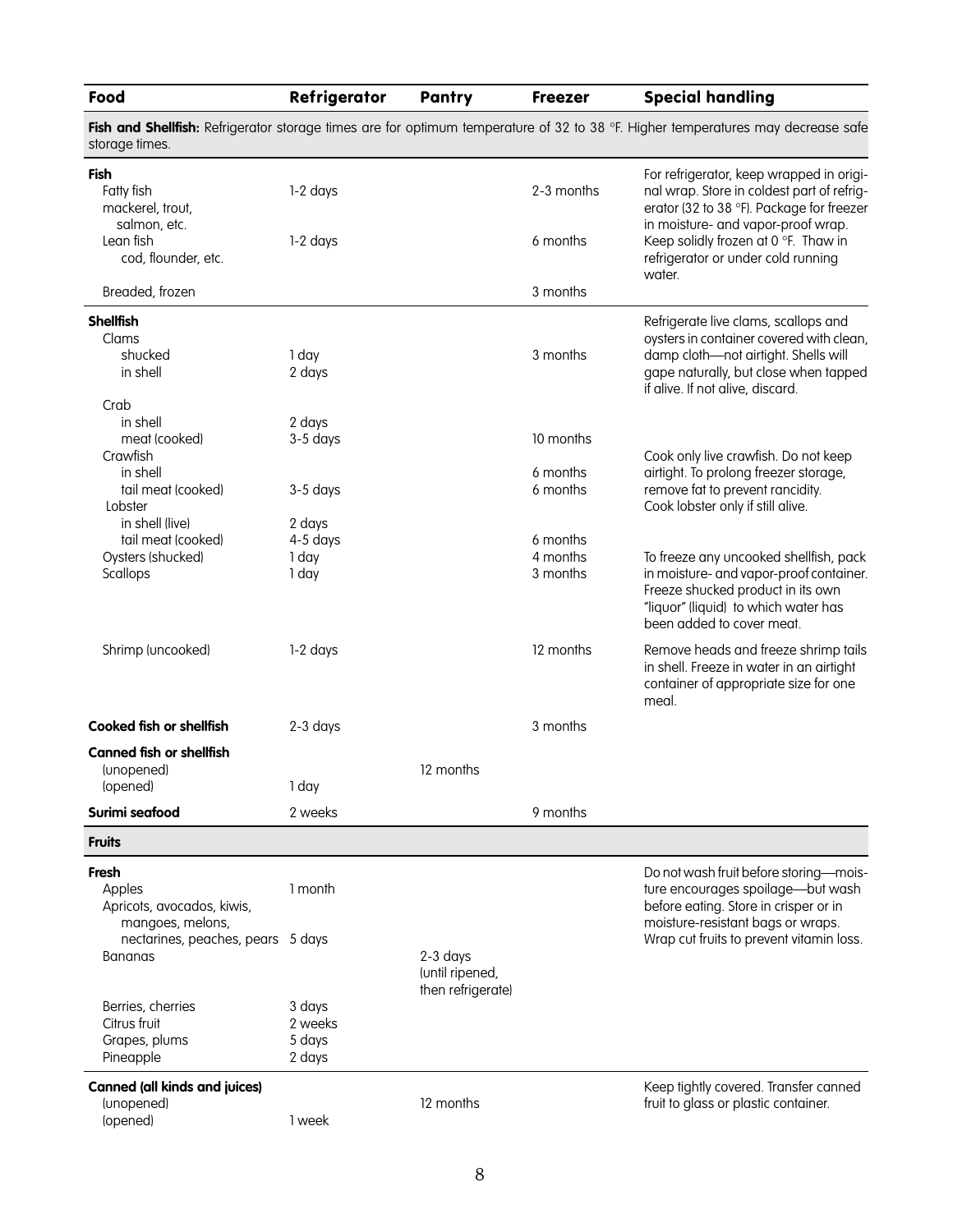| Food | Refrigerator | Pantry | Freezer | Special handling |
|---|---|---|---|---|
| **Fish and Shellfish:** Refrigerator storage times are for optimum temperature of 32 to 38 °F. Higher temperatures may decrease safe storage times. | | | | |
| **Fish** | | | | For refrigerator, keep wrapped in original wrap. Store in coldest part of refrigerator (32 to 38 °F). Package for freezer in moisture- and vapor-proof wrap. Keep solidly frozen at 0 °F. Thaw in refrigerator or under cold running water. |
| Fatty fish mackerel, trout, salmon, etc. | 1-2 days | | 2-3 months | |
| Lean fish cod, flounder, etc. | 1-2 days | | 6 months | |
| Breaded, frozen | | | 3 months | |
| **Shellfish** | | | | Refrigerate live clams, scallops and oysters in container covered with clean, damp cloth—not airtight. Shells will gape naturally, but close when tapped if alive. If not alive, discard. |
| Clams | | | | |
| shucked | 1 day | | 3 months | |
| in shell | 2 days | | | |
| Crab | | | | |
| in shell | 2 days | | | |
| meat (cooked) | 3-5 days | | 10 months | |
| Crawfish | | | | Cook only live crawfish. Do not keep airtight. To prolong freezer storage, remove fat to prevent rancidity. Cook lobster only if still alive. |
| in shell | | | 6 months | |
| tail meat (cooked) | 3-5 days | | 6 months | |
| Lobster | | | | |
| in shell (live) | 2 days | | | |
| tail meat (cooked) | 4-5 days | | 6 months | |
| Oysters (shucked) | 1 day | | 4 months | To freeze any uncooked shellfish, pack in moisture- and vapor-proof container. Freeze shucked product in its own "liquor" (liquid) to which water has been added to cover meat. |
| Scallops | 1 day | | 3 months | |
| Shrimp (uncooked) | 1-2 days | | 12 months | Remove heads and freeze shrimp tails in shell. Freeze in water in an airtight container of appropriate size for one meal. |
| **Cooked fish or shellfish** | 2-3 days | | 3 months | |
| **Canned fish or shellfish** | | | | |
| (unopened) | | 12 months | | |
| (opened) | 1 day | | | |
| **Surimi seafood** | 2 weeks | | 9 months | |
| **Fruits** | | | | |
| **Fresh** | | | | Do not wash fruit before storing—moisture encourages spoilage—but wash before eating. Store in crisper or in moisture-resistant bags or wraps. Wrap cut fruits to prevent vitamin loss. |
| Apples | 1 month | | | |
| Apricots, avocados, kiwis, mangoes, melons, nectarines, peaches, pears | 5 days | | | |
| Bananas | | 2-3 days (until ripened, then refrigerate) | | |
| Berries, cherries | 3 days | | | |
| Citrus fruit | 2 weeks | | | |
| Grapes, plums | 5 days | | | |
| Pineapple | 2 days | | | |
| **Canned (all kinds and juices)** | | | | Keep tightly covered. Transfer canned fruit to glass or plastic container. |
| (unopened) | | 12 months | | |
| (opened) | 1 week | | | |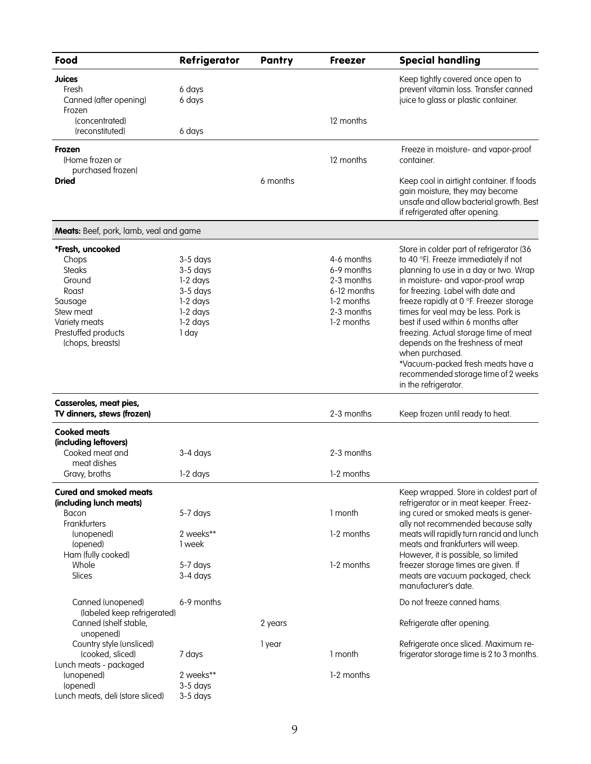| Food | Refrigerator | Pantry | Freezer | Special handling |
|---|---|---|---|---|
| **Juices** | | | | Keep tightly covered once open to prevent vitamin loss. Transfer canned juice to glass or plastic container. |
| Fresh | 6 days | | | |
| Canned (after opening) | 6 days | | | |
| Frozen | | | | |
| (concentrated) | | | 12 months | |
| (reconstituted) | 6 days | | | |
| **Frozen** (Home frozen or purchased frozen) | | | 12 months | Freeze in moisture- and vapor-proof container. |
| **Dried** | | 6 months | | Keep cool in airtight container. If foods gain moisture, they may become unsafe and allow bacterial growth. Best if refrigerated after opening. |
| **Meats:** Beef, pork, lamb, veal and game | | | | |
| **\*Fresh, uncooked** | | | | Store in colder part of refrigerator (36 to 40 °F). Freeze immediately if not planning to use in a day or two. Wrap in moisture- and vapor-proof wrap for freezing. Label with date and freeze rapidly at 0 °F. Freezer storage times for veal may be less. Pork is best if used within 6 months after freezing. Actual storage time of meat depends on the freshness of meat when purchased. *Vacuum-packed fresh meats have a recommended storage time of 2 weeks in the refrigerator. |
| Chops | 3-5 days | | 4-6 months | |
| Steaks | 3-5 days | | 6-9 months | |
| Ground | 1-2 days | | 2-3 months | |
| Roast | 3-5 days | | 6-12 months | |
| Sausage | 1-2 days | | 1-2 months | |
| Stew meat | 1-2 days | | 2-3 months | |
| Variety meats | 1-2 days | | 1-2 months | |
| Prestuffed products (chops, breasts) | 1 day | | | |
| **Casseroles, meat pies, TV dinners, stews (frozen)** | | | 2-3 months | Keep frozen until ready to heat. |
| **Cooked meats (including leftovers)** | | | | |
| Cooked meat and meat dishes | 3-4 days | | 2-3 months | |
| Gravy, broths | 1-2 days | | 1-2 months | |
| **Cured and smoked meats (including lunch meats)** | | | | Keep wrapped. Store in coldest part of refrigerator or in meat keeper. Freezing cured or smoked meats is generally not recommended because salty meats will rapidly turn rancid and lunch meats and frankfurters will weep. However, it is possible, so limited freezer storage times are given. If meats are vacuum packaged, check manufacturer's date. |
| Bacon | 5-7 days | | 1 month | |
| Frankfurters | | | | |
| (unopened) | 2 weeks** | | 1-2 months | |
| (opened) | 1 week | | | |
| Ham (fully cooked) | | | | |
| Whole | 5-7 days | | 1-2 months | |
| Slices | 3-4 days | | | |
| Canned (unopened) (labeled keep refrigerated) | 6-9 months | | | Do not freeze canned hams. |
| Canned (shelf stable, unopened) | | 2 years | | Refrigerate after opening. |
| Country style (unsliced) | | 1 year | | Refrigerate once sliced. Maximum refrigerator storage time is 2 to 3 months. |
| (cooked, sliced) | 7 days | | 1 month | |
| Lunch meats - packaged | | | | |
| (unopened) | 2 weeks** | | 1-2 months | |
| (opened) | 3-5 days | | | |
| Lunch meats, deli (store sliced) | 3-5 days | | | |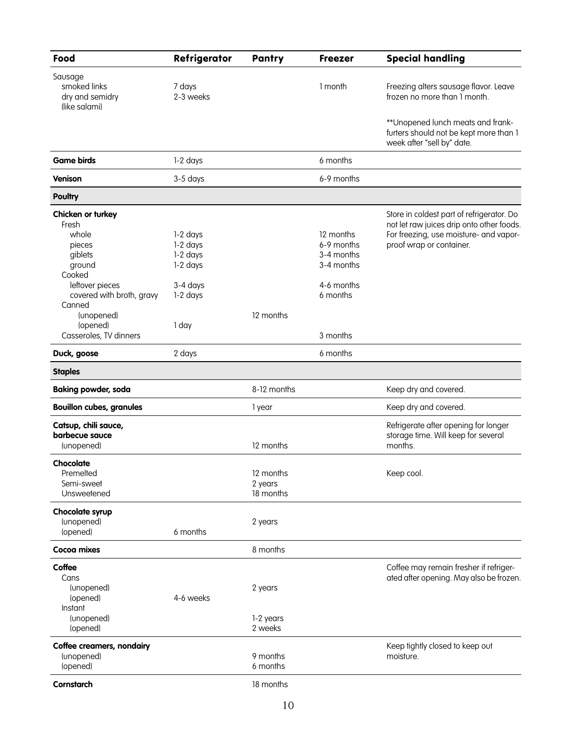| Food | Refrigerator | Pantry | Freezer | Special handling |
|---|---|---|---|---|
| Sausage | | | | |
| smoked links | 7 days | | 1 month | Freezing alters sausage flavor. Leave frozen no more than 1 month. |
| dry and semidry (like salami) | 2-3 weeks | | | **Unopened lunch meats and frankfurters should not be kept more than 1 week after "sell by" date. |
| **Game birds** | 1-2 days | | 6 months | |
| **Venison** | 3-5 days | | 6-9 months | |
| **Poultry** | | | | |
| **Chicken or turkey** | | | | Store in coldest part of refrigerator. Do not let raw juices drip onto other foods. For freezing, use moisture- and vapor-proof wrap or container. |
| Fresh | | | | |
| whole | 1-2 days | | 12 months | |
| pieces | 1-2 days | | 6-9 months | |
| giblets | 1-2 days | | 3-4 months | |
| ground | 1-2 days | | 3-4 months | |
| Cooked | | | | |
| leftover pieces | 3-4 days | | 4-6 months | |
| covered with broth, gravy | 1-2 days | | 6 months | |
| Canned | | | | |
| (unopened) | | 12 months | | |
| (opened) | 1 day | | | |
| Casseroles, TV dinners | | | 3 months | |
| **Duck, goose** | 2 days | | 6 months | |
| **Staples** | | | | |
| **Baking powder, soda** | | 8-12 months | | Keep dry and covered. |
| **Bouillon cubes, granules** | | 1 year | | Keep dry and covered. |
| **Catsup, chili sauce, barbecue sauce** (unopened) | | 12 months | | Refrigerate after opening for longer storage time. Will keep for several months. |
| **Chocolate** | | | | Keep cool. |
| Premelted | | 12 months | | |
| Semi-sweet | | 2 years | | |
| Unsweetened | | 18 months | | |
| **Chocolate syrup** | | | | |
| (unopened) | | 2 years | | |
| (opened) | 6 months | | | |
| **Cocoa mixes** | | 8 months | | |
| **Coffee** | | | | Coffee may remain fresher if refrigerated after opening. May also be frozen. |
| Cans | | | | |
| (unopened) | | 2 years | | |
| (opened) | 4-6 weeks | | | |
| Instant | | | | |
| (unopened) | | 1-2 years | | |
| (opened) | | 2 weeks | | |
| **Coffee creamers, nondairy** | | | | Keep tightly closed to keep out moisture. |
| (unopened) | | 9 months | | |
| (opened) | | 6 months | | |
| **Cornstarch** | | 18 months | | |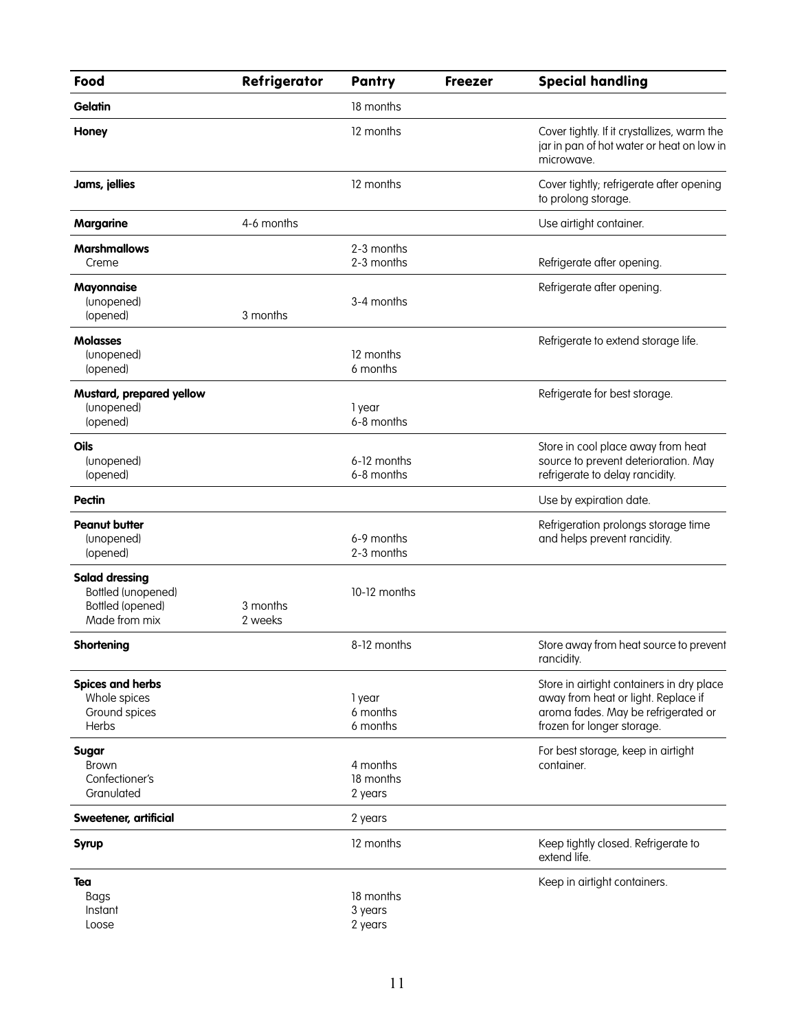| Food | Refrigerator | Pantry | Freezer | Special handling |
|---|---|---|---|---|
| **Gelatin** | | 18 months | | |
| **Honey** | | 12 months | | Cover tightly. If it crystallizes, warm the jar in pan of hot water or heat on low in microwave. |
| **Jams, jellies** | | 12 months | | Cover tightly; refrigerate after opening to prolong storage. |
| **Margarine** | 4-6 months | | | Use airtight container. |
| **Marshmallows** | | 2-3 months | | |
| Creme | | 2-3 months | | Refrigerate after opening. |
| **Mayonnaise** | | | | Refrigerate after opening. |
| (unopened) | | 3-4 months | | |
| (opened) | 3 months | | | |
| **Molasses** | | | | Refrigerate to extend storage life. |
| (unopened) | | 12 months | | |
| (opened) | | 6 months | | |
| **Mustard, prepared yellow** | | | | Refrigerate for best storage. |
| (unopened) | | 1 year | | |
| (opened) | | 6-8 months | | |
| **Oils** | | | | Store in cool place away from heat source to prevent deterioration. May refrigerate to delay rancidity. |
| (unopened) | | 6-12 months | | |
| (opened) | | 6-8 months | | |
| **Pectin** | | | | Use by expiration date. |
| **Peanut butter** | | | | Refrigeration prolongs storage time and helps prevent rancidity. |
| (unopened) | | 6-9 months | | |
| (opened) | | 2-3 months | | |
| **Salad dressing** | | | | |
| Bottled (unopened) | | 10-12 months | | |
| Bottled (opened) | 3 months | | | |
| Made from mix | 2 weeks | | | |
| **Shortening** | | 8-12 months | | Store away from heat source to prevent rancidity. |
| **Spices and herbs** | | | | Store in airtight containers in dry place away from heat or light. Replace if aroma fades. May be refrigerated or frozen for longer storage. |
| Whole spices | | 1 year | | |
| Ground spices | | 6 months | | |
| Herbs | | 6 months | | |
| **Sugar** | | | | For best storage, keep in airtight container. |
| Brown | | 4 months | | |
| Confectioner's | | 18 months | | |
| Granulated | | 2 years | | |
| **Sweetener, artificial** | | 2 years | | |
| **Syrup** | | 12 months | | Keep tightly closed. Refrigerate to extend life. |
| **Tea** | | | | Keep in airtight containers. |
| Bags | | 18 months | | |
| Instant | | 3 years | | |
| Loose | | 2 years | | |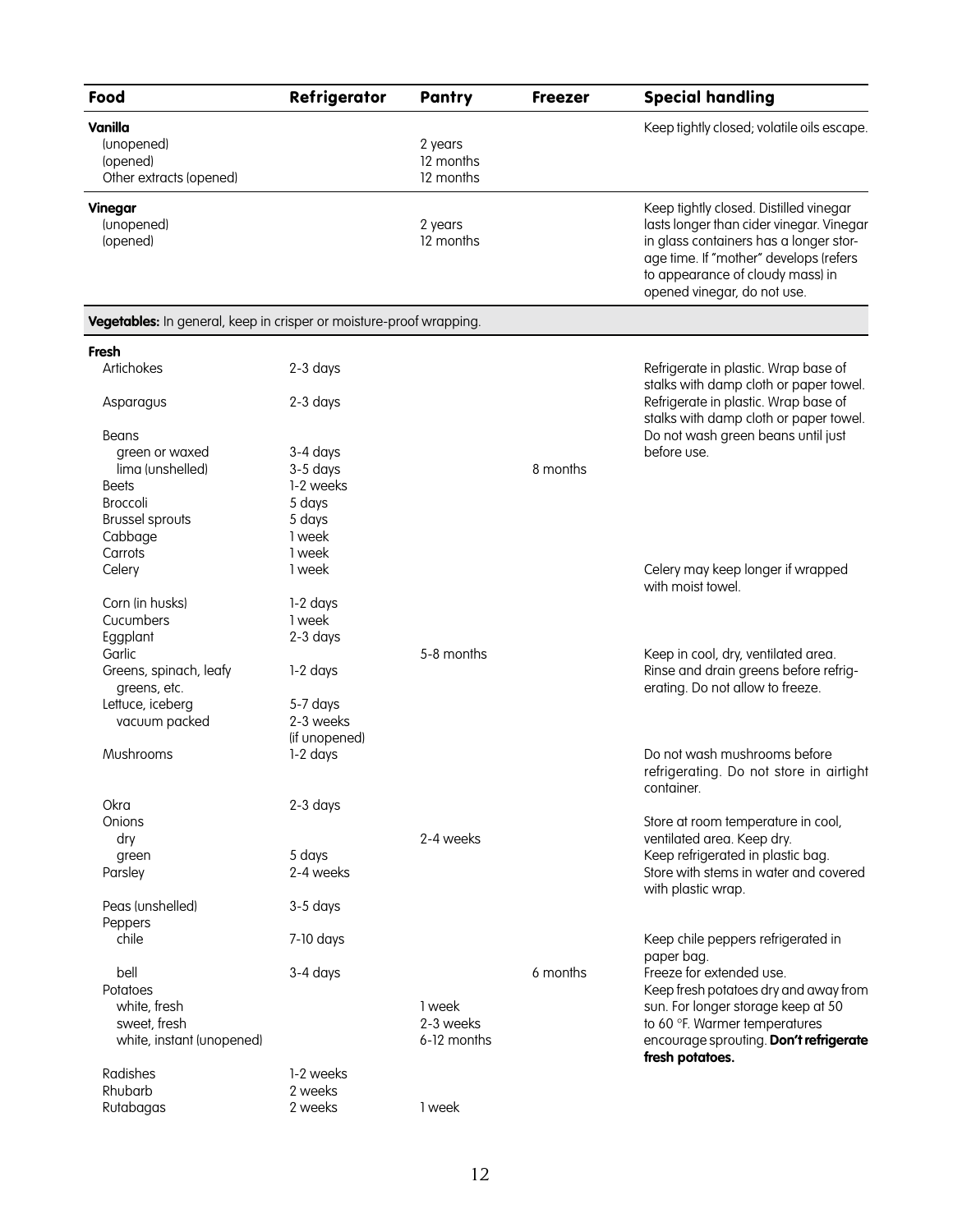| Food | Refrigerator | Pantry | Freezer | Special handling |
|---|---|---|---|---|
| **Vanilla** | | | | Keep tightly closed; volatile oils escape. |
| (unopened) | | 2 years | | |
| (opened) | | 12 months | | |
| Other extracts (opened) | | 12 months | | |
| **Vinegar** | | | | Keep tightly closed. Distilled vinegar lasts longer than cider vinegar. Vinegar in glass containers has a longer storage time. If "mother" develops (refers to appearance of cloudy mass) in opened vinegar, do not use. |
| (unopened) | | 2 years | | |
| (opened) | | 12 months | | |
| **Vegetables:** In general, keep in crisper or moisture-proof wrapping. | | | | |
| **Fresh** | | | | |
| Artichokes | 2-3 days | | | Refrigerate in plastic. Wrap base of stalks with damp cloth or paper towel. |
| Asparagus | 2-3 days | | | Refrigerate in plastic. Wrap base of stalks with damp cloth or paper towel. |
| Beans | | | | Do not wash green beans until just before use. |
| green or waxed | 3-4 days | | | |
| lima (unshelled) | 3-5 days | | 8 months | |
| Beets | 1-2 weeks | | | |
| Broccoli | 5 days | | | |
| Brussel sprouts | 5 days | | | |
| Cabbage | 1 week | | | |
| Carrots | 1 week | | | |
| Celery | 1 week | | | Celery may keep longer if wrapped with moist towel. |
| Corn (in husks) | 1-2 days | | | |
| Cucumbers | 1 week | | | |
| Eggplant | 2-3 days | | | |
| Garlic | | 5-8 months | | Keep in cool, dry, ventilated area. |
| Greens, spinach, leafy greens, etc. | 1-2 days | | | Rinse and drain greens before refrigerating. Do not allow to freeze. |
| Lettuce, iceberg | 5-7 days | | | |
| vacuum packed | 2-3 weeks (if unopened) | | | |
| Mushrooms | 1-2 days | | | Do not wash mushrooms before refrigerating. Do not store in airtight container. |
| Okra | 2-3 days | | | |
| Onions | | | | Store at room temperature in cool, ventilated area. Keep dry. |
| dry | | 2-4 weeks | | |
| green | 5 days | | | Keep refrigerated in plastic bag. |
| Parsley | 2-4 weeks | | | Store with stems in water and covered with plastic wrap. |
| Peas (unshelled) | 3-5 days | | | |
| Peppers | | | | |
| chile | 7-10 days | | | Keep chile peppers refrigerated in paper bag. |
| bell | 3-4 days | | 6 months | Freeze for extended use. |
| Potatoes | | | | Keep fresh potatoes dry and away from sun. For longer storage keep at 50 to 60 °F. Warmer temperatures encourage sprouting. **Don't refrigerate fresh potatoes.** |
| white, fresh | | 1 week | | |
| sweet, fresh | | 2-3 weeks | | |
| white, instant (unopened) | | 6-12 months | | |
| Radishes | 1-2 weeks | | | |
| Rhubarb | 2 weeks | | | |
| Rutabagas | 2 weeks | 1 week | | |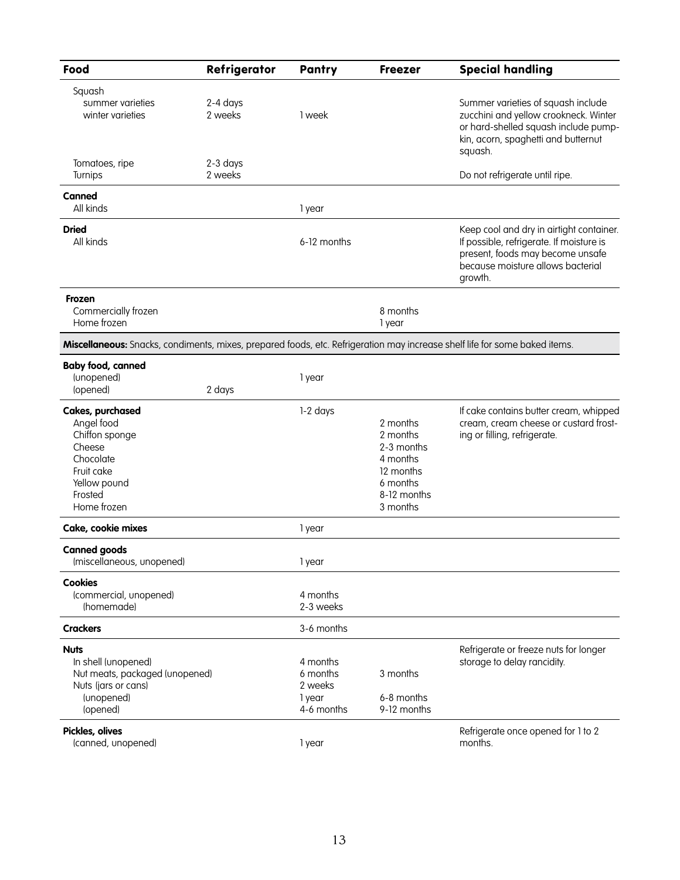| Food | Refrigerator | Pantry | Freezer | Special handling |
|---|---|---|---|---|
| Squash | | | | |
| summer varieties | 2-4 days | | | Summer varieties of squash include zucchini and yellow crookneck. Winter or hard-shelled squash include pumpkin, acorn, spaghetti and butternut squash. |
| winter varieties | 2 weeks | 1 week | | |
| Tomatoes, ripe | 2-3 days | | | |
| Turnips | 2 weeks | | | Do not refrigerate until ripe. |
| **Canned** | | | | |
| All kinds | | 1 year | | |
| **Dried** | | | | Keep cool and dry in airtight container. If possible, refrigerate. If moisture is present, foods may become unsafe because moisture allows bacterial growth. |
| All kinds | | 6-12 months | | |
| **Frozen** | | | | |
| Commercially frozen | | | 8 months | |
| Home frozen | | | 1 year | |
| **Miscellaneous:** Snacks, condiments, mixes, prepared foods, etc. Refrigeration may increase shelf life for some baked items. | | | | |
| **Baby food, canned** | | | | |
| (unopened) | | 1 year | | |
| (opened) | 2 days | | | |
| **Cakes, purchased** | | 1-2 days | | If cake contains butter cream, whipped cream, cream cheese or custard frosting or filling, refrigerate. |
| Angel food | | | 2 months | |
| Chiffon sponge | | | 2 months | |
| Cheese | | | 2-3 months | |
| Chocolate | | | 4 months | |
| Fruit cake | | | 12 months | |
| Yellow pound | | | 6 months | |
| Frosted | | | 8-12 months | |
| Home frozen | | | 3 months | |
| **Cake, cookie mixes** | | 1 year | | |
| **Canned goods** | | | | |
| (miscellaneous, unopened) | | 1 year | | |
| **Cookies** | | | | |
| (commercial, unopened) | | 4 months | | |
| (homemade) | | 2-3 weeks | | |
| **Crackers** | | 3-6 months | | |
| **Nuts** | | | | Refrigerate or freeze nuts for longer storage to delay rancidity. |
| In shell (unopened) | | 4 months | | |
| Nut meats, packaged (unopened) | | 6 months | 3 months | |
| Nuts (jars or cans) | | 2 weeks | | |
| (unopened) | | 1 year | 6-8 months | |
| (opened) | | 4-6 months | 9-12 months | |
| **Pickles, olives** | | | | Refrigerate once opened for 1 to 2 months. |
| (canned, unopened) | | 1 year | | |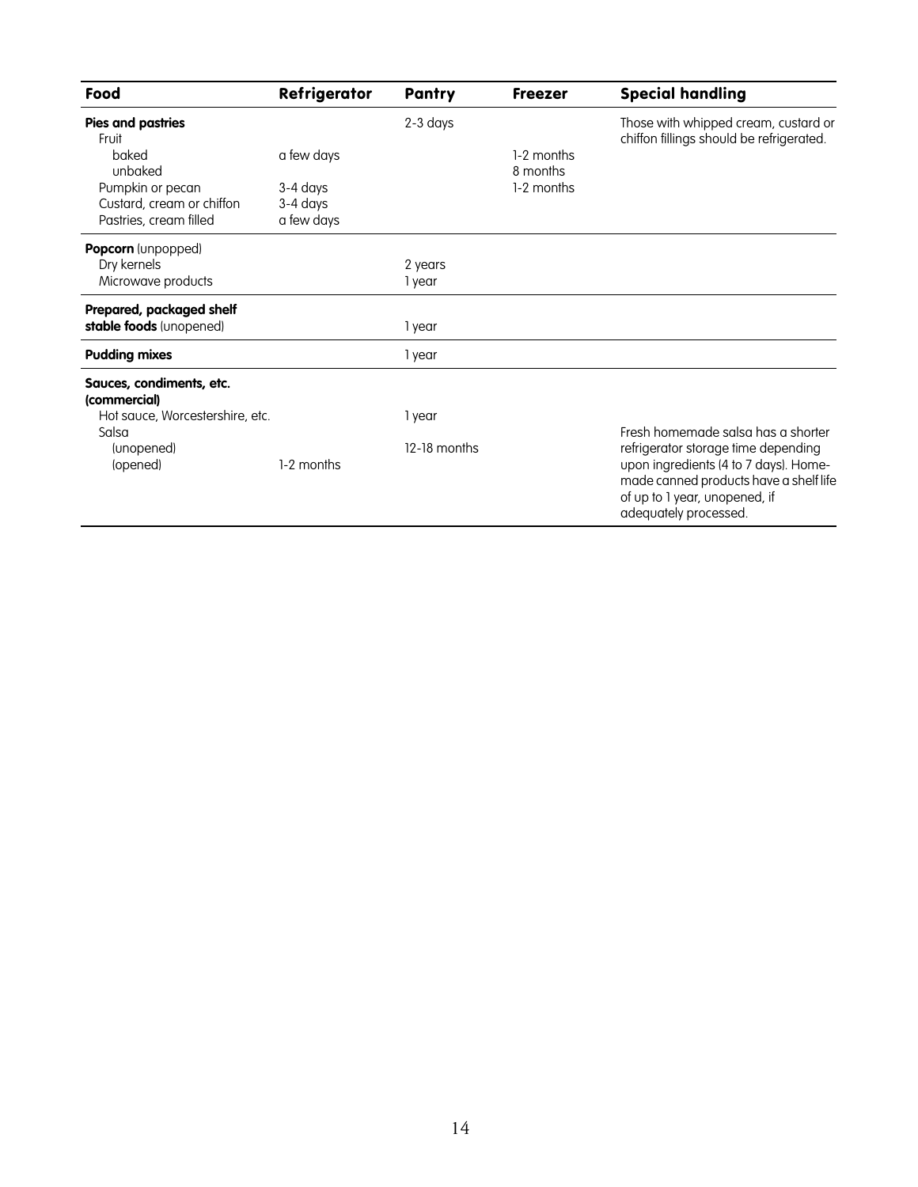| Food | Refrigerator | Pantry | Freezer | Special handling |
|---|---|---|---|---|
| **Pies and pastries** | | 2-3 days | | Those with whipped cream, custard or chiffon fillings should be refrigerated. |
| Fruit | | | | |
| baked | a few days | | 1-2 months | |
| unbaked | | | 8 months | |
| Pumpkin or pecan | 3-4 days | | 1-2 months | |
| Custard, cream or chiffon | 3-4 days | | | |
| Pastries, cream filled | a few days | | | |
| **Popcorn** (unpopped) | | | | |
| Dry kernels | | 2 years | | |
| Microwave products | | 1 year | | |
| **Prepared, packaged shelf stable foods** (unopened) | | 1 year | | |
| **Pudding mixes** | | 1 year | | |
| **Sauces, condiments, etc. (commercial)** | | | | |
| Hot sauce, Worcestershire, etc. | | 1 year | | |
| Salsa | | | | Fresh homemade salsa has a shorter refrigerator storage time depending upon ingredients (4 to 7 days). Home-made canned products have a shelf life of up to 1 year, unopened, if adequately processed. |
| (unopened) | | 12-18 months | | |
| (opened) | 1-2 months | | | |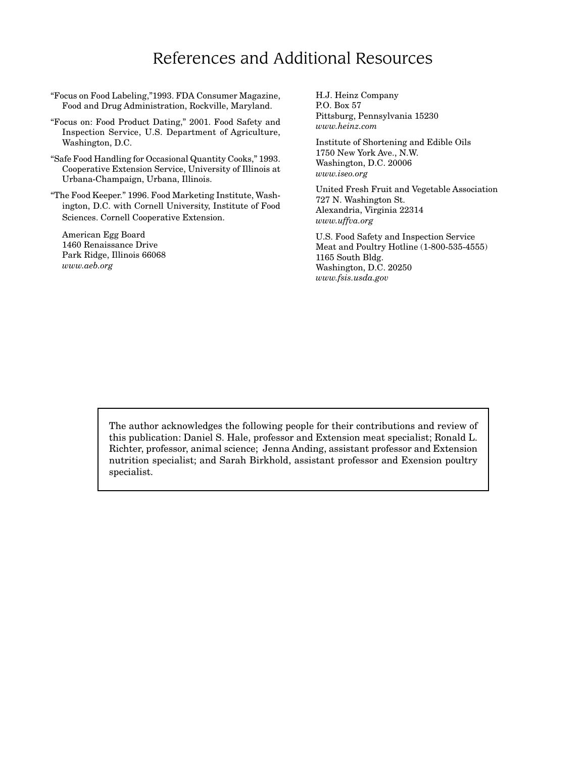# References and Additional Resources

"Focus on Food Labeling,"1993. FDA Consumer Magazine, Food and Drug Administration, Rockville, Maryland.

"Focus on: Food Product Dating," 2001. Food Safety and Inspection Service, U.S. Department of Agriculture, Washington, D.C.

"Safe Food Handling for Occasional Quantity Cooks," 1993. Cooperative Extension Service, University of Illinois at Urbana-Champaign, Urbana, Illinois.

"The Food Keeper." 1996. Food Marketing Institute, Washington, D.C. with Cornell University, Institute of Food Sciences. Cornell Cooperative Extension.

American Egg Board
1460 Renaissance Drive
Park Ridge, Illinois 66068
*www.aeb.org*

H.J. Heinz Company
P.O. Box 57
Pittsburg, Pennsylvania 15230
*www.heinz.com*

Institute of Shortening and Edible Oils
1750 New York Ave., N.W.
Washington, D.C. 20006
*www.iseo.org*

United Fresh Fruit and Vegetable Association
727 N. Washington St.
Alexandria, Virginia 22314
*www.uffva.org*

U.S. Food Safety and Inspection Service
Meat and Poultry Hotline (1-800-535-4555)
1165 South Bldg.
Washington, D.C. 20250
*www.fsis.usda.gov*

The author acknowledges the following people for their contributions and review of this publication: Daniel S. Hale, professor and Extension meat specialist; Ronald L. Richter, professor, animal science; Jenna Anding, assistant professor and Extension nutrition specialist; and Sarah Birkhold, assistant professor and Exension poultry specialist.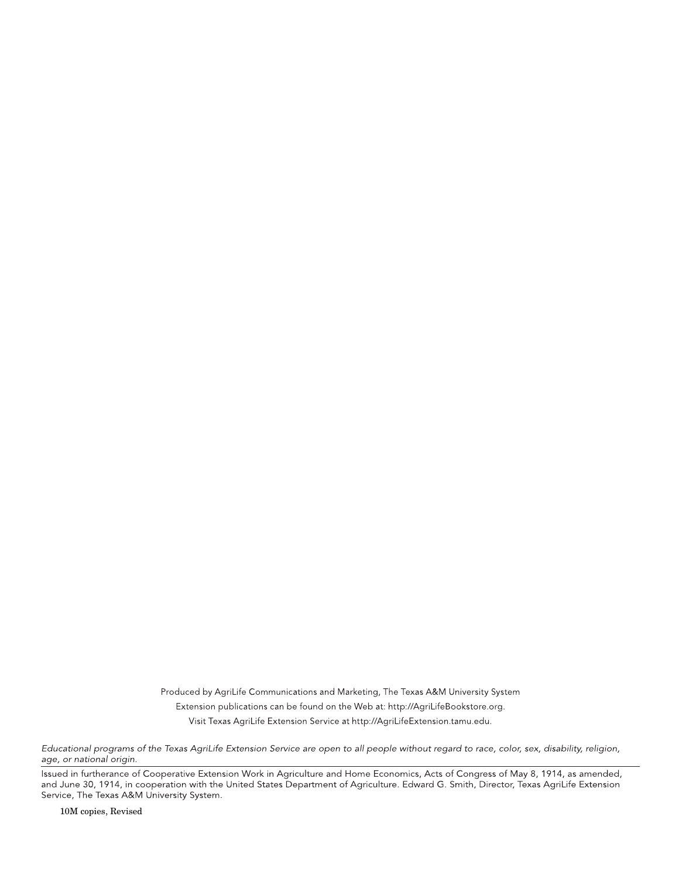Produced by AgriLife Communications and Marketing, The Texas A&M University System

Extension publications can be found on the Web at: http://AgriLifeBookstore.org.

Visit Texas AgriLife Extension Service at http://AgriLifeExtension.tamu.edu.

*Educational programs of the Texas AgriLife Extension Service are open to all people without regard to race, color, sex, disability, religion, age, or national origin.*

---

Issued in furtherance of Cooperative Extension Work in Agriculture and Home Economics, Acts of Congress of May 8, 1914, as amended, and June 30, 1914, in cooperation with the United States Department of Agriculture. Edward G. Smith, Director, Texas AgriLife Extension Service, The Texas A&M University System.

10M copies, Revised